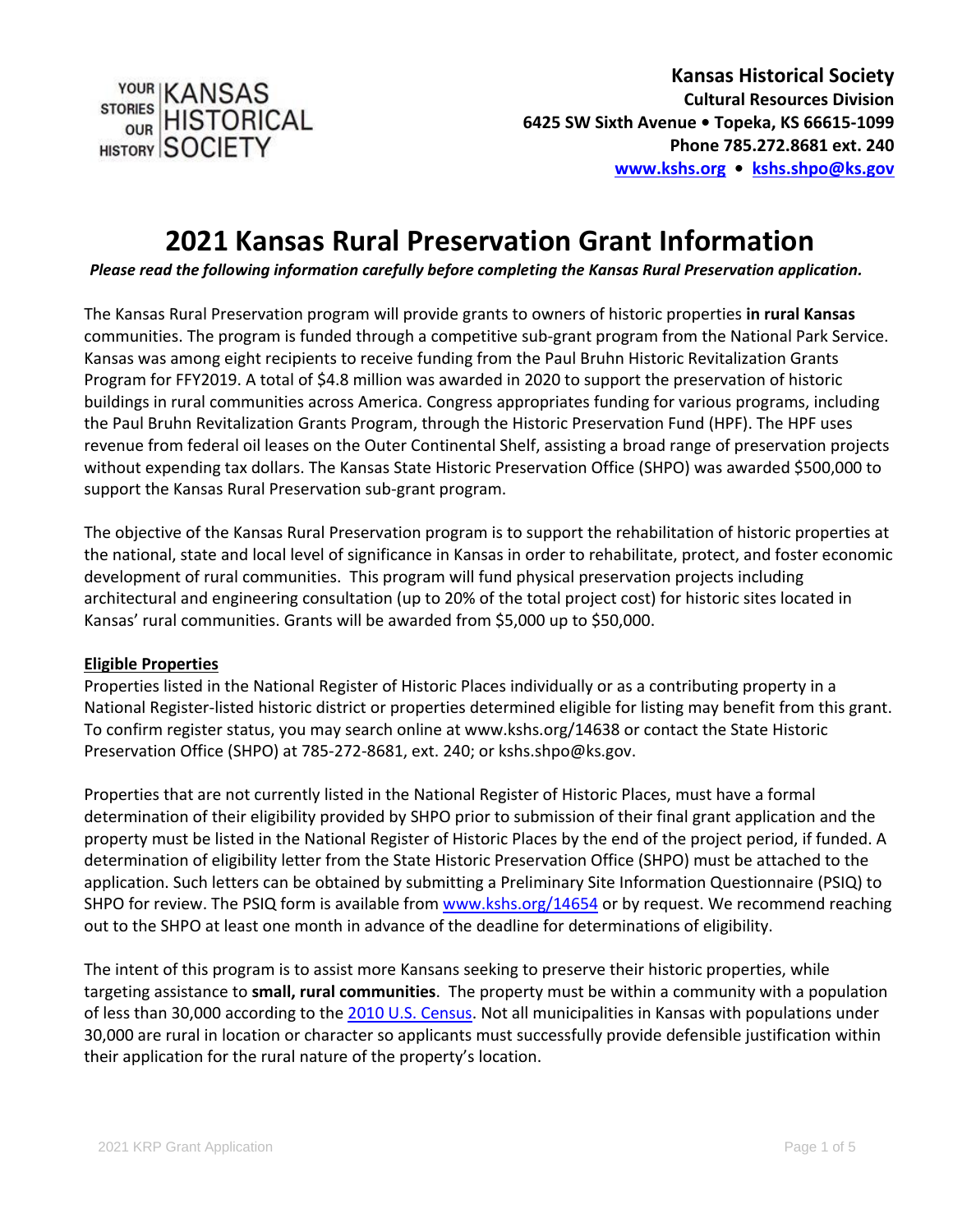YOUR STORIES OUR HISTORY | KANSAS HISTORICAL SOCIETY

**Kansas Historical Society**
**Cultural Resources Division**
**6425 SW Sixth Avenue • Topeka, KS 66615-1099**
**Phone 785.272.8681 ext. 240**
**[www.kshs.org](www.kshs.org) • [kshs.shpo@ks.gov](mailto:kshs.shpo@ks.gov)**

# 2021 Kansas Rural Preservation Grant Information

***Please read the following information carefully before completing the Kansas Rural Preservation application.***

The Kansas Rural Preservation program will provide grants to owners of historic properties **in rural Kansas** communities. The program is funded through a competitive sub-grant program from the National Park Service. Kansas was among eight recipients to receive funding from the Paul Bruhn Historic Revitalization Grants Program for FFY2019. A total of $4.8 million was awarded in 2020 to support the preservation of historic buildings in rural communities across America. Congress appropriates funding for various programs, including the Paul Bruhn Revitalization Grants Program, through the Historic Preservation Fund (HPF). The HPF uses revenue from federal oil leases on the Outer Continental Shelf, assisting a broad range of preservation projects without expending tax dollars. The Kansas State Historic Preservation Office (SHPO) was awarded $500,000 to support the Kansas Rural Preservation sub-grant program.

The objective of the Kansas Rural Preservation program is to support the rehabilitation of historic properties at the national, state and local level of significance in Kansas in order to rehabilitate, protect, and foster economic development of rural communities. This program will fund physical preservation projects including architectural and engineering consultation (up to 20% of the total project cost) for historic sites located in Kansas' rural communities. Grants will be awarded from $5,000 up to $50,000.

## Eligible Properties

Properties listed in the National Register of Historic Places individually or as a contributing property in a National Register-listed historic district or properties determined eligible for listing may benefit from this grant. To confirm register status, you may search online at www.kshs.org/14638 or contact the State Historic Preservation Office (SHPO) at 785-272-8681, ext. 240; or kshs.shpo@ks.gov.

Properties that are not currently listed in the National Register of Historic Places, must have a formal determination of their eligibility provided by SHPO prior to submission of their final grant application and the property must be listed in the National Register of Historic Places by the end of the project period, if funded. A determination of eligibility letter from the State Historic Preservation Office (SHPO) must be attached to the application. Such letters can be obtained by submitting a Preliminary Site Information Questionnaire (PSIQ) to SHPO for review. The PSIQ form is available from [www.kshs.org/14654](www.kshs.org/14654) or by request. We recommend reaching out to the SHPO at least one month in advance of the deadline for determinations of eligibility.

The intent of this program is to assist more Kansans seeking to preserve their historic properties, while targeting assistance to **small, rural communities**. The property must be within a community with a population of less than 30,000 according to the [2010 U.S. Census](2010 U.S. Census). Not all municipalities in Kansas with populations under 30,000 are rural in location or character so applicants must successfully provide defensible justification within their application for the rural nature of the property's location.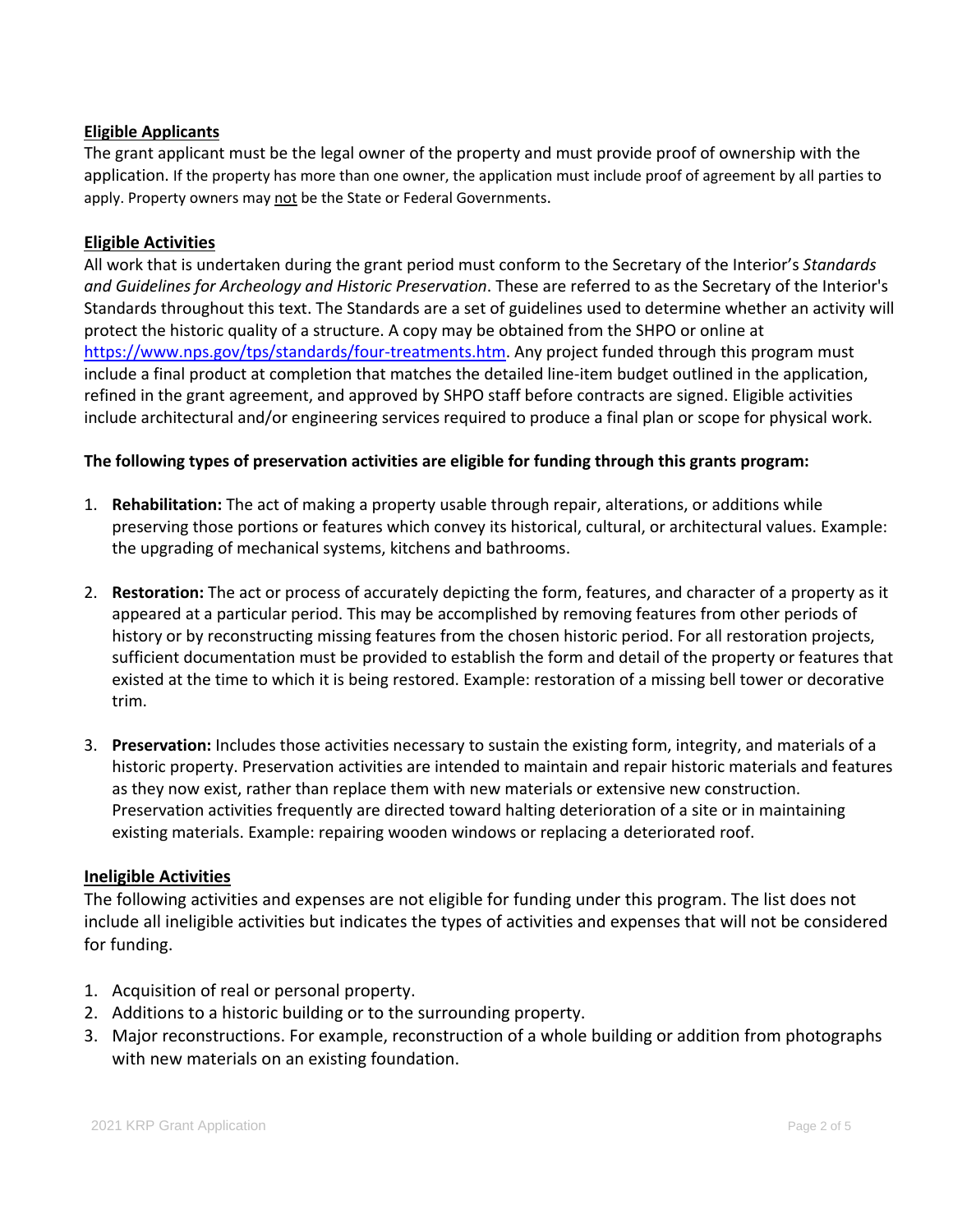**<u>Eligible Applicants</u>**

The grant applicant must be the legal owner of the property and must provide proof of ownership with the application. If the property has more than one owner, the application must include proof of agreement by all parties to apply. Property owners may <u>not</u> be the State or Federal Governments.

**<u>Eligible Activities</u>**

All work that is undertaken during the grant period must conform to the Secretary of the Interior's *Standards and Guidelines for Archeology and Historic Preservation*. These are referred to as the Secretary of the Interior's Standards throughout this text. The Standards are a set of guidelines used to determine whether an activity will protect the historic quality of a structure. A copy may be obtained from the SHPO or online at [https://www.nps.gov/tps/standards/four-treatments.htm](https://www.nps.gov/tps/standards/four-treatments.htm). Any project funded through this program must include a final product at completion that matches the detailed line-item budget outlined in the application, refined in the grant agreement, and approved by SHPO staff before contracts are signed. Eligible activities include architectural and/or engineering services required to produce a final plan or scope for physical work.

**The following types of preservation activities are eligible for funding through this grants program:**

1. **Rehabilitation:** The act of making a property usable through repair, alterations, or additions while preserving those portions or features which convey its historical, cultural, or architectural values. Example: the upgrading of mechanical systems, kitchens and bathrooms.

2. **Restoration:** The act or process of accurately depicting the form, features, and character of a property as it appeared at a particular period. This may be accomplished by removing features from other periods of history or by reconstructing missing features from the chosen historic period. For all restoration projects, sufficient documentation must be provided to establish the form and detail of the property or features that existed at the time to which it is being restored. Example: restoration of a missing bell tower or decorative trim.

3. **Preservation:** Includes those activities necessary to sustain the existing form, integrity, and materials of a historic property. Preservation activities are intended to maintain and repair historic materials and features as they now exist, rather than replace them with new materials or extensive new construction. Preservation activities frequently are directed toward halting deterioration of a site or in maintaining existing materials. Example: repairing wooden windows or replacing a deteriorated roof.

**<u>Ineligible Activities</u>**

The following activities and expenses are not eligible for funding under this program. The list does not include all ineligible activities but indicates the types of activities and expenses that will not be considered for funding.

1. Acquisition of real or personal property.
2. Additions to a historic building or to the surrounding property.
3. Major reconstructions. For example, reconstruction of a whole building or addition from photographs with new materials on an existing foundation.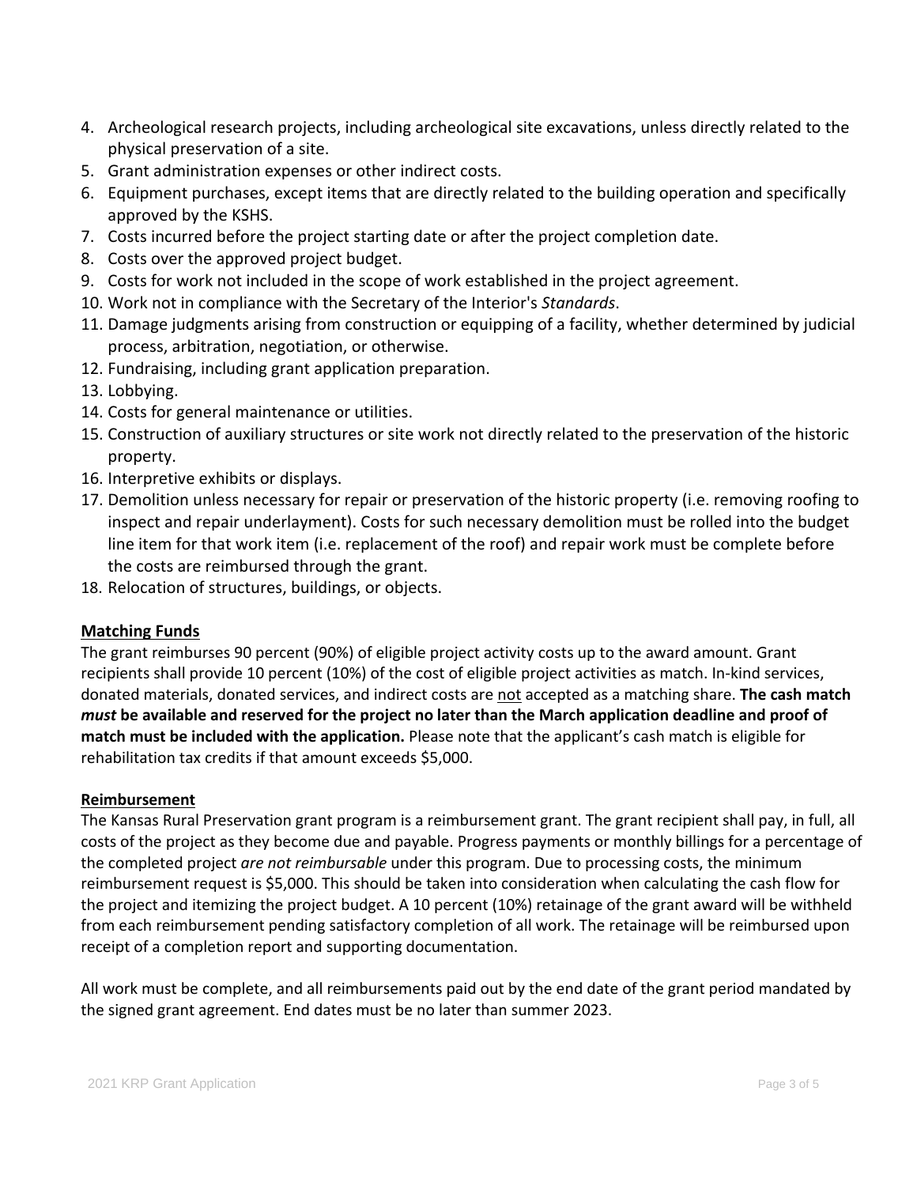4. Archeological research projects, including archeological site excavations, unless directly related to the physical preservation of a site.
5. Grant administration expenses or other indirect costs.
6. Equipment purchases, except items that are directly related to the building operation and specifically approved by the KSHS.
7. Costs incurred before the project starting date or after the project completion date.
8. Costs over the approved project budget.
9. Costs for work not included in the scope of work established in the project agreement.
10. Work not in compliance with the Secretary of the Interior's *Standards*.
11. Damage judgments arising from construction or equipping of a facility, whether determined by judicial process, arbitration, negotiation, or otherwise.
12. Fundraising, including grant application preparation.
13. Lobbying.
14. Costs for general maintenance or utilities.
15. Construction of auxiliary structures or site work not directly related to the preservation of the historic property.
16. Interpretive exhibits or displays.
17. Demolition unless necessary for repair or preservation of the historic property (i.e. removing roofing to inspect and repair underlayment). Costs for such necessary demolition must be rolled into the budget line item for that work item (i.e. replacement of the roof) and repair work must be complete before the costs are reimbursed through the grant.
18. Relocation of structures, buildings, or objects.

**Matching Funds**

The grant reimburses 90 percent (90%) of eligible project activity costs up to the award amount. Grant recipients shall provide 10 percent (10%) of the cost of eligible project activities as match. In-kind services, donated materials, donated services, and indirect costs are not accepted as a matching share. **The cash match *must* be available and reserved for the project no later than the March application deadline and proof of match must be included with the application.** Please note that the applicant's cash match is eligible for rehabilitation tax credits if that amount exceeds $5,000.

**Reimbursement**

The Kansas Rural Preservation grant program is a reimbursement grant. The grant recipient shall pay, in full, all costs of the project as they become due and payable. Progress payments or monthly billings for a percentage of the completed project *are not reimbursable* under this program. Due to processing costs, the minimum reimbursement request is $5,000. This should be taken into consideration when calculating the cash flow for the project and itemizing the project budget. A 10 percent (10%) retainage of the grant award will be withheld from each reimbursement pending satisfactory completion of all work. The retainage will be reimbursed upon receipt of a completion report and supporting documentation.

All work must be complete, and all reimbursements paid out by the end date of the grant period mandated by the signed grant agreement. End dates must be no later than summer 2023.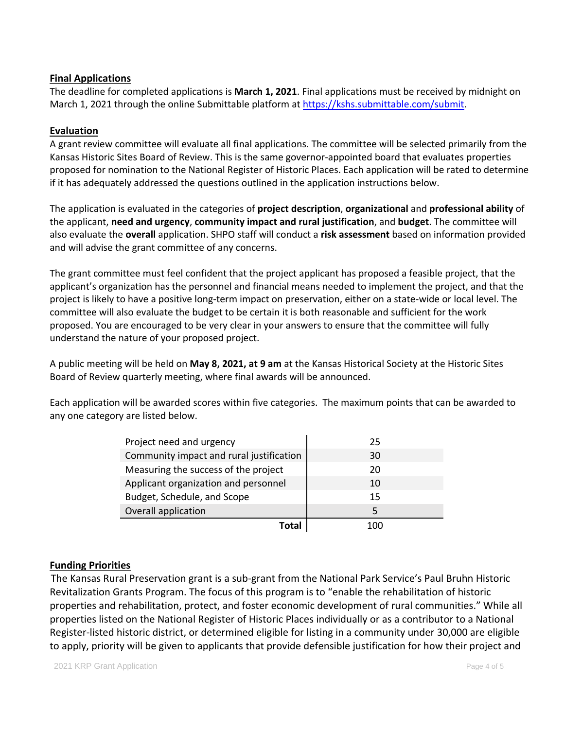**Final Applications**

The deadline for completed applications is **March 1, 2021**. Final applications must be received by midnight on March 1, 2021 through the online Submittable platform at https://kshs.submittable.com/submit.

**Evaluation**

A grant review committee will evaluate all final applications. The committee will be selected primarily from the Kansas Historic Sites Board of Review. This is the same governor-appointed board that evaluates properties proposed for nomination to the National Register of Historic Places. Each application will be rated to determine if it has adequately addressed the questions outlined in the application instructions below.

The application is evaluated in the categories of **project description**, **organizational** and **professional ability** of the applicant, **need and urgency**, **community impact and rural justification**, and **budget**. The committee will also evaluate the **overall** application. SHPO staff will conduct a **risk assessment** based on information provided and will advise the grant committee of any concerns.

The grant committee must feel confident that the project applicant has proposed a feasible project, that the applicant's organization has the personnel and financial means needed to implement the project, and that the project is likely to have a positive long-term impact on preservation, either on a state-wide or local level. The committee will also evaluate the budget to be certain it is both reasonable and sufficient for the work proposed. You are encouraged to be very clear in your answers to ensure that the committee will fully understand the nature of your proposed project.

A public meeting will be held on **May 8, 2021, at 9 am** at the Kansas Historical Society at the Historic Sites Board of Review quarterly meeting, where final awards will be announced.

Each application will be awarded scores within five categories. The maximum points that can be awarded to any one category are listed below.

| Category | Points |
|---|---|
| Project need and urgency | 25 |
| Community impact and rural justification | 30 |
| Measuring the success of the project | 20 |
| Applicant organization and personnel | 10 |
| Budget, Schedule, and Scope | 15 |
| Overall application | 5 |
| **Total** | 100 |

**Funding Priorities**

The Kansas Rural Preservation grant is a sub-grant from the National Park Service's Paul Bruhn Historic Revitalization Grants Program. The focus of this program is to "enable the rehabilitation of historic properties and rehabilitation, protect, and foster economic development of rural communities." While all properties listed on the National Register of Historic Places individually or as a contributor to a National Register-listed historic district, or determined eligible for listing in a community under 30,000 are eligible to apply, priority will be given to applicants that provide defensible justification for how their project and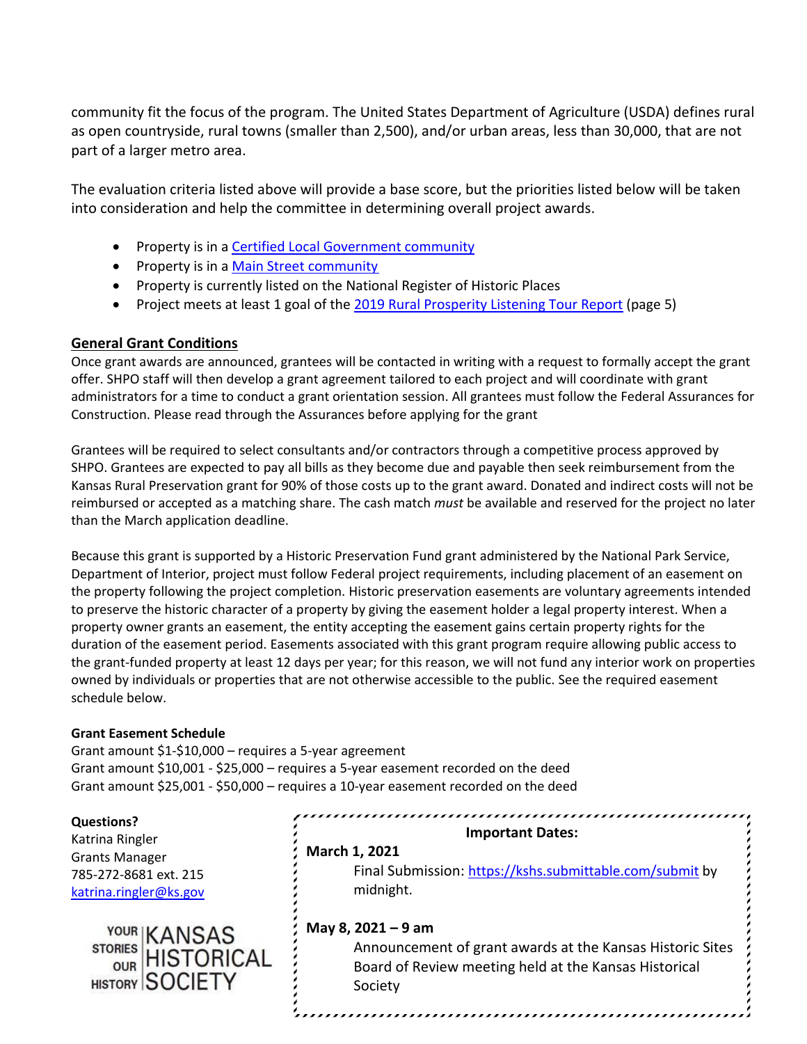community fit the focus of the program. The United States Department of Agriculture (USDA) defines rural as open countryside, rural towns (smaller than 2,500), and/or urban areas, less than 30,000, that are not part of a larger metro area.

The evaluation criteria listed above will provide a base score, but the priorities listed below will be taken into consideration and help the committee in determining overall project awards.

- Property is in a [Certified Local Government community]()
- Property is in a [Main Street community]()
- Property is currently listed on the National Register of Historic Places
- Project meets at least 1 goal of the [2019 Rural Prosperity Listening Tour Report]() (page 5)

## General Grant Conditions

Once grant awards are announced, grantees will be contacted in writing with a request to formally accept the grant offer. SHPO staff will then develop a grant agreement tailored to each project and will coordinate with grant administrators for a time to conduct a grant orientation session. All grantees must follow the Federal Assurances for Construction. Please read through the Assurances before applying for the grant

Grantees will be required to select consultants and/or contractors through a competitive process approved by SHPO. Grantees are expected to pay all bills as they become due and payable then seek reimbursement from the Kansas Rural Preservation grant for 90% of those costs up to the grant award. Donated and indirect costs will not be reimbursed or accepted as a matching share. The cash match *must* be available and reserved for the project no later than the March application deadline.

Because this grant is supported by a Historic Preservation Fund grant administered by the National Park Service, Department of Interior, project must follow Federal project requirements, including placement of an easement on the property following the project completion. Historic preservation easements are voluntary agreements intended to preserve the historic character of a property by giving the easement holder a legal property interest. When a property owner grants an easement, the entity accepting the easement gains certain property rights for the duration of the easement period. Easements associated with this grant program require allowing public access to the grant-funded property at least 12 days per year; for this reason, we will not fund any interior work on properties owned by individuals or properties that are not otherwise accessible to the public. See the required easement schedule below.

**Grant Easement Schedule**

Grant amount $1-$10,000 – requires a 5-year agreement
Grant amount $10,001 - $25,000 – requires a 5-year easement recorded on the deed
Grant amount $25,001 - $50,000 – requires a 10-year easement recorded on the deed

**Questions?**
Katrina Ringler
Grants Manager
785-272-8681 ext. 215
[katrina.ringler@ks.gov](mailto:katrina.ringler@ks.gov)

YOUR STORIES OUR HISTORY | KANSAS HISTORICAL SOCIETY

**Important Dates:**

**March 1, 2021**
Final Submission: [https://kshs.submittable.com/submit](https://kshs.submittable.com/submit) by midnight.

**May 8, 2021 – 9 am**
Announcement of grant awards at the Kansas Historic Sites Board of Review meeting held at the Kansas Historical Society